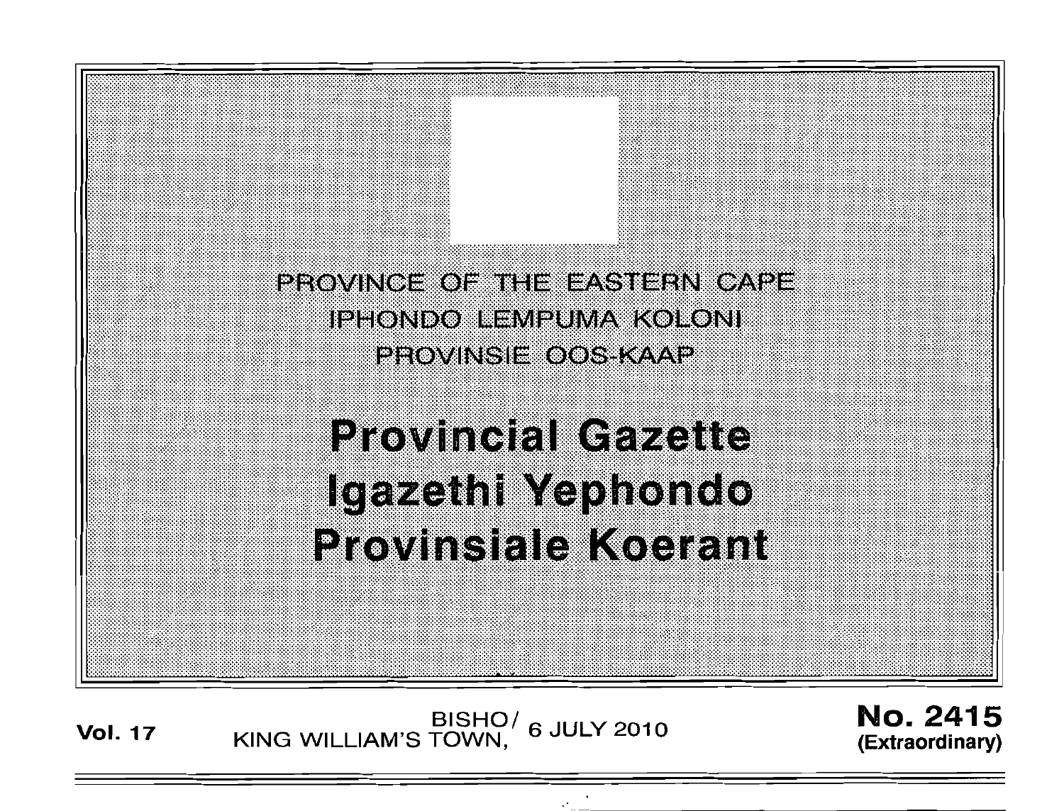PROVINCE OF THE EASTERN CAPE

IPHONDO LEMPUMA KOLONI

PROVINSIE OOS-KAAP

# Provincial Gazette
# Igazethi Yephondo
# Provinsiale Koerant

**Vol. 17** BISHO/ KING WILLIAM'S TOWN, 6 JULY 2010 **No. 2415 (Extraordinary)**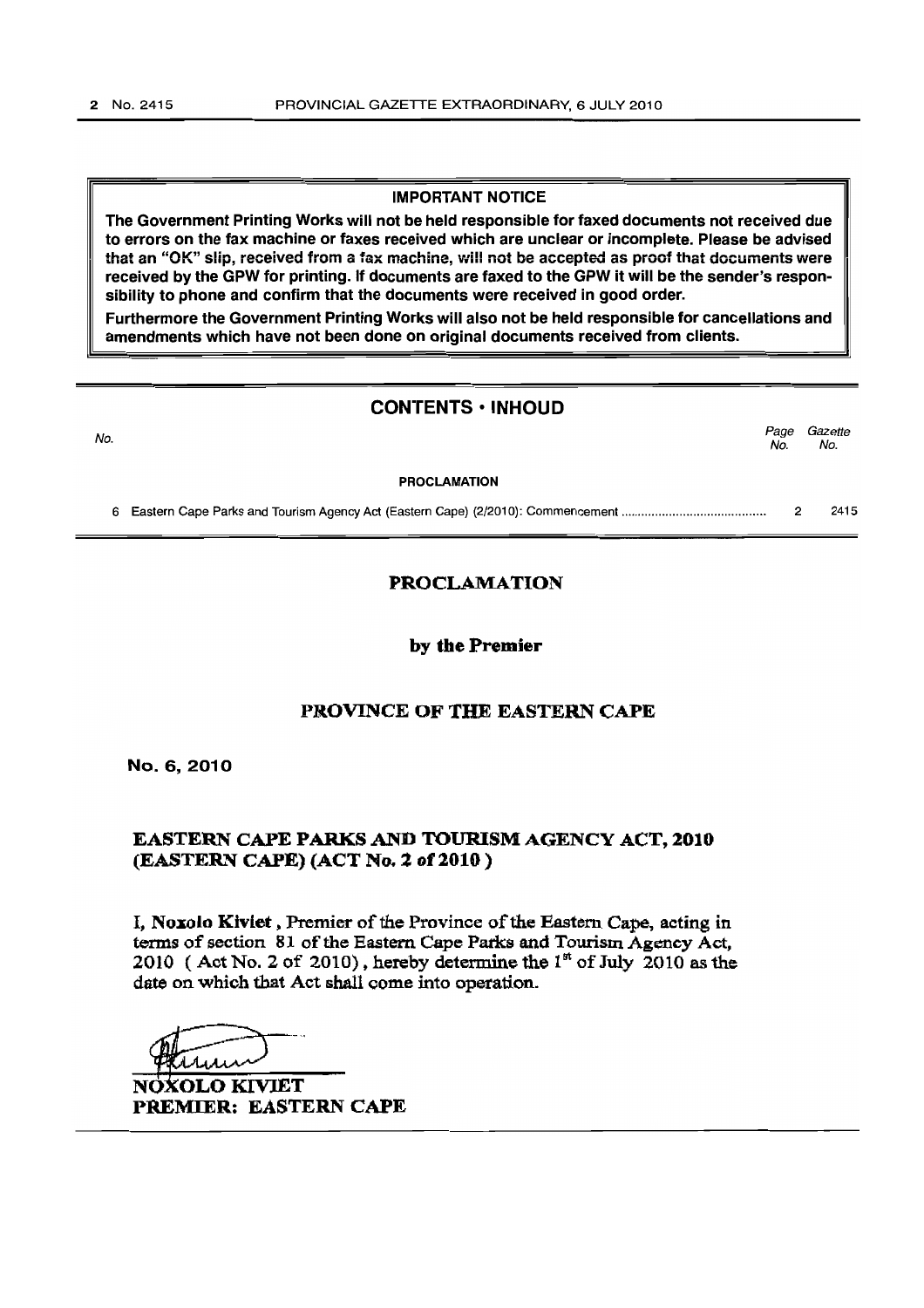**IMPORTANT NOTICE**

**The Government Printing Works will not be held responsible for faxed documents not received due to errors on the fax machine or faxes received which are unclear or incomplete. Please be advised that an "OK" slip, received from a fax machine, will not be accepted as proof that documents were received by the GPW for printing. If documents are faxed to the GPW it will be the sender's responsibility to phone and confirm that the documents were received in good order.**

**Furthermore the Government Printing Works will also not be held responsible for cancellations and amendments which have not been done on original documents received from clients.**

## CONTENTS · INHOUD

| No. | | Page No. | Gazette No. |
|---|---|---|---|
| | **PROCLAMATION** | | |
| 6 | Eastern Cape Parks and Tourism Agency Act (Eastern Cape) (2/2010): Commencement | 2 | 2415 |

# PROCLAMATION

## by the Premier

## PROVINCE OF THE EASTERN CAPE

**No. 6, 2010**

### EASTERN CAPE PARKS AND TOURISM AGENCY ACT, 2010 (EASTERN CAPE) (ACT No. 2 of 2010)

I, **Noxolo Kiviet**, Premier of the Province of the Eastern Cape, acting in terms of section 81 of the Eastern Cape Parks and Tourism Agency Act, 2010 ( Act No. 2 of 2010), hereby determine the 1st of July 2010 as the date on which that Act shall come into operation.

**NOXOLO KIVIET**
**PREMIER: EASTERN CAPE**